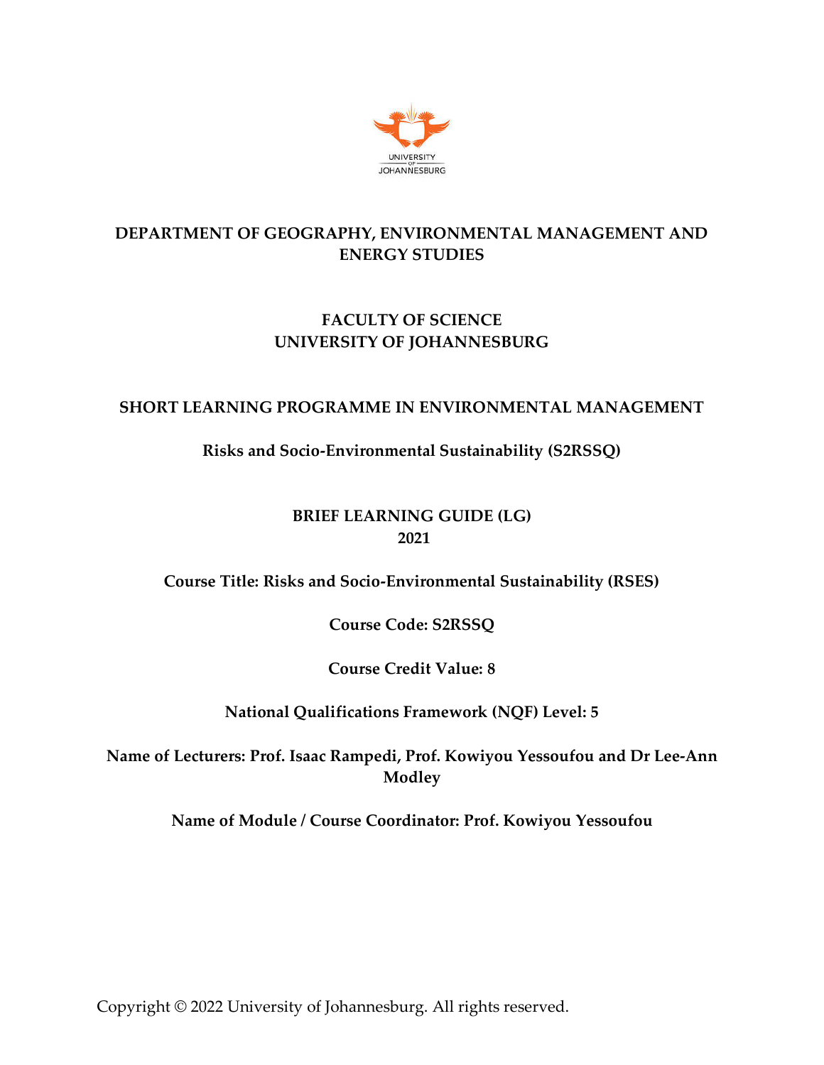UNIVERSITY OF JOHANNESBURG

# DEPARTMENT OF GEOGRAPHY, ENVIRONMENTAL MANAGEMENT AND ENERGY STUDIES

## FACULTY OF SCIENCE
## UNIVERSITY OF JOHANNESBURG

## SHORT LEARNING PROGRAMME IN ENVIRONMENTAL MANAGEMENT

**Risks and Socio-Environmental Sustainability (S2RSSQ)**

**BRIEF LEARNING GUIDE (LG)**
**2021**

**Course Title: Risks and Socio-Environmental Sustainability (RSES)**

**Course Code: S2RSSQ**

**Course Credit Value: 8**

**National Qualifications Framework (NQF) Level: 5**

**Name of Lecturers: Prof. Isaac Rampedi, Prof. Kowiyou Yessoufou and Dr Lee-Ann Modley**

**Name of Module / Course Coordinator: Prof. Kowiyou Yessoufou**

Copyright © 2022 University of Johannesburg. All rights reserved.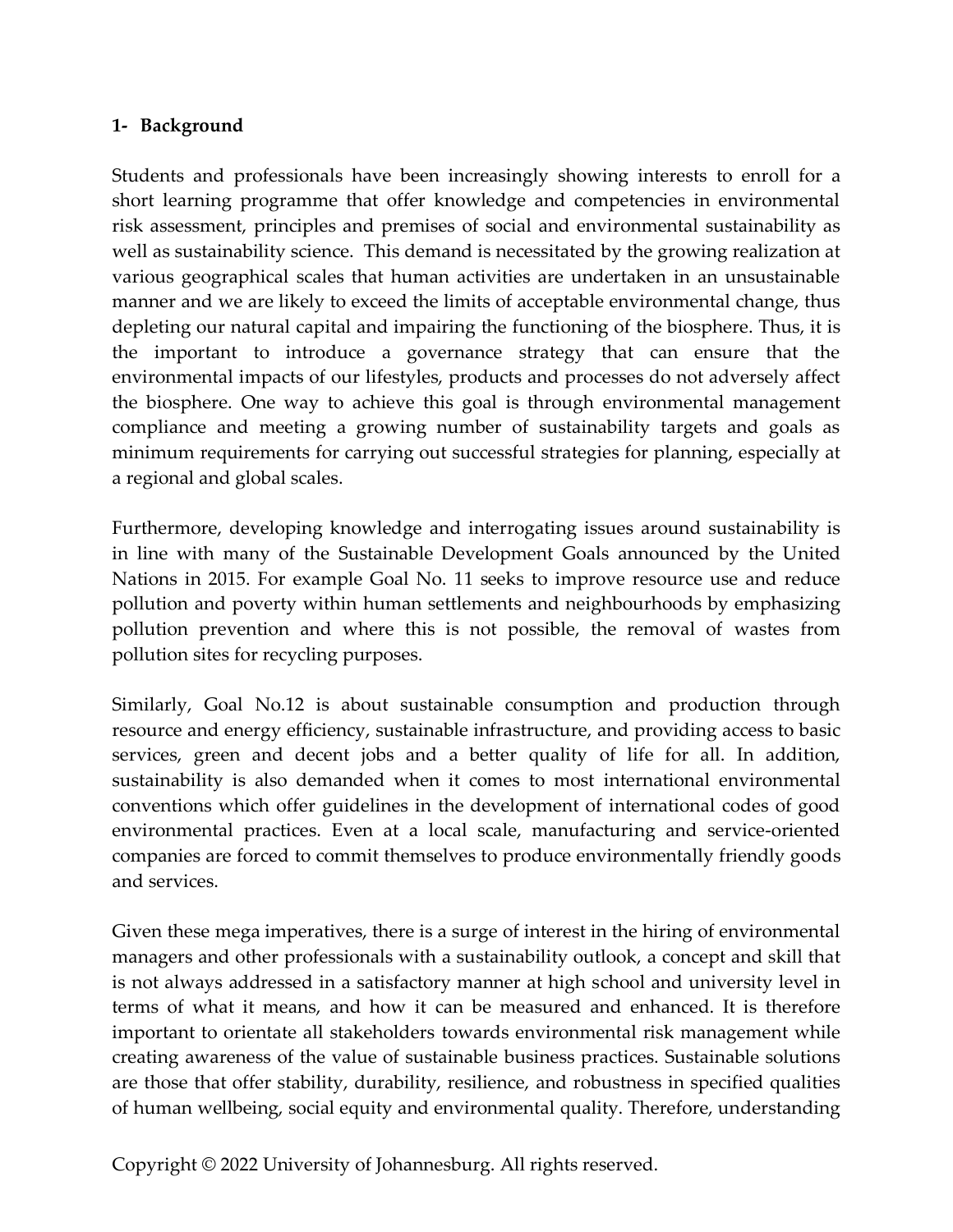## 1- Background

Students and professionals have been increasingly showing interests to enroll for a short learning programme that offer knowledge and competencies in environmental risk assessment, principles and premises of social and environmental sustainability as well as sustainability science. This demand is necessitated by the growing realization at various geographical scales that human activities are undertaken in an unsustainable manner and we are likely to exceed the limits of acceptable environmental change, thus depleting our natural capital and impairing the functioning of the biosphere. Thus, it is the important to introduce a governance strategy that can ensure that the environmental impacts of our lifestyles, products and processes do not adversely affect the biosphere. One way to achieve this goal is through environmental management compliance and meeting a growing number of sustainability targets and goals as minimum requirements for carrying out successful strategies for planning, especially at a regional and global scales.

Furthermore, developing knowledge and interrogating issues around sustainability is in line with many of the Sustainable Development Goals announced by the United Nations in 2015. For example Goal No. 11 seeks to improve resource use and reduce pollution and poverty within human settlements and neighbourhoods by emphasizing pollution prevention and where this is not possible, the removal of wastes from pollution sites for recycling purposes.

Similarly, Goal No.12 is about sustainable consumption and production through resource and energy efficiency, sustainable infrastructure, and providing access to basic services, green and decent jobs and a better quality of life for all. In addition, sustainability is also demanded when it comes to most international environmental conventions which offer guidelines in the development of international codes of good environmental practices. Even at a local scale, manufacturing and service-oriented companies are forced to commit themselves to produce environmentally friendly goods and services.

Given these mega imperatives, there is a surge of interest in the hiring of environmental managers and other professionals with a sustainability outlook, a concept and skill that is not always addressed in a satisfactory manner at high school and university level in terms of what it means, and how it can be measured and enhanced. It is therefore important to orientate all stakeholders towards environmental risk management while creating awareness of the value of sustainable business practices. Sustainable solutions are those that offer stability, durability, resilience, and robustness in specified qualities of human wellbeing, social equity and environmental quality. Therefore, understanding

Copyright © 2022 University of Johannesburg. All rights reserved.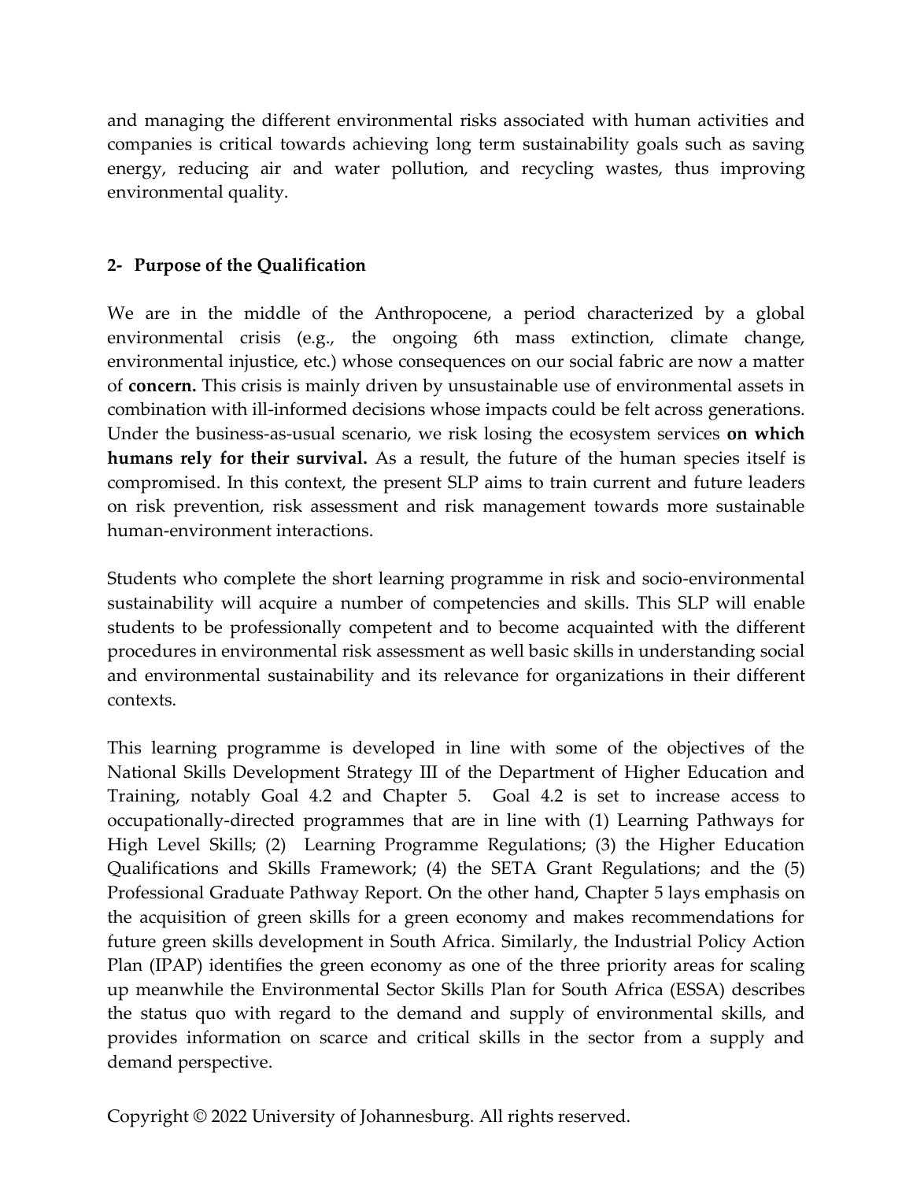and managing the different environmental risks associated with human activities and companies is critical towards achieving long term sustainability goals such as saving energy, reducing air and water pollution, and recycling wastes, thus improving environmental quality.

## 2- Purpose of the Qualification

We are in the middle of the Anthropocene, a period characterized by a global environmental crisis (e.g., the ongoing 6th mass extinction, climate change, environmental injustice, etc.) whose consequences on our social fabric are now a matter of **concern.** This crisis is mainly driven by unsustainable use of environmental assets in combination with ill-informed decisions whose impacts could be felt across generations. Under the business-as-usual scenario, we risk losing the ecosystem services **on which humans rely for their survival.** As a result, the future of the human species itself is compromised. In this context, the present SLP aims to train current and future leaders on risk prevention, risk assessment and risk management towards more sustainable human-environment interactions.

Students who complete the short learning programme in risk and socio-environmental sustainability will acquire a number of competencies and skills. This SLP will enable students to be professionally competent and to become acquainted with the different procedures in environmental risk assessment as well basic skills in understanding social and environmental sustainability and its relevance for organizations in their different contexts.

This learning programme is developed in line with some of the objectives of the National Skills Development Strategy III of the Department of Higher Education and Training, notably Goal 4.2 and Chapter 5. Goal 4.2 is set to increase access to occupationally-directed programmes that are in line with (1) Learning Pathways for High Level Skills; (2) Learning Programme Regulations; (3) the Higher Education Qualifications and Skills Framework; (4) the SETA Grant Regulations; and the (5) Professional Graduate Pathway Report. On the other hand, Chapter 5 lays emphasis on the acquisition of green skills for a green economy and makes recommendations for future green skills development in South Africa. Similarly, the Industrial Policy Action Plan (IPAP) identifies the green economy as one of the three priority areas for scaling up meanwhile the Environmental Sector Skills Plan for South Africa (ESSA) describes the status quo with regard to the demand and supply of environmental skills, and provides information on scarce and critical skills in the sector from a supply and demand perspective.

Copyright © 2022 University of Johannesburg. All rights reserved.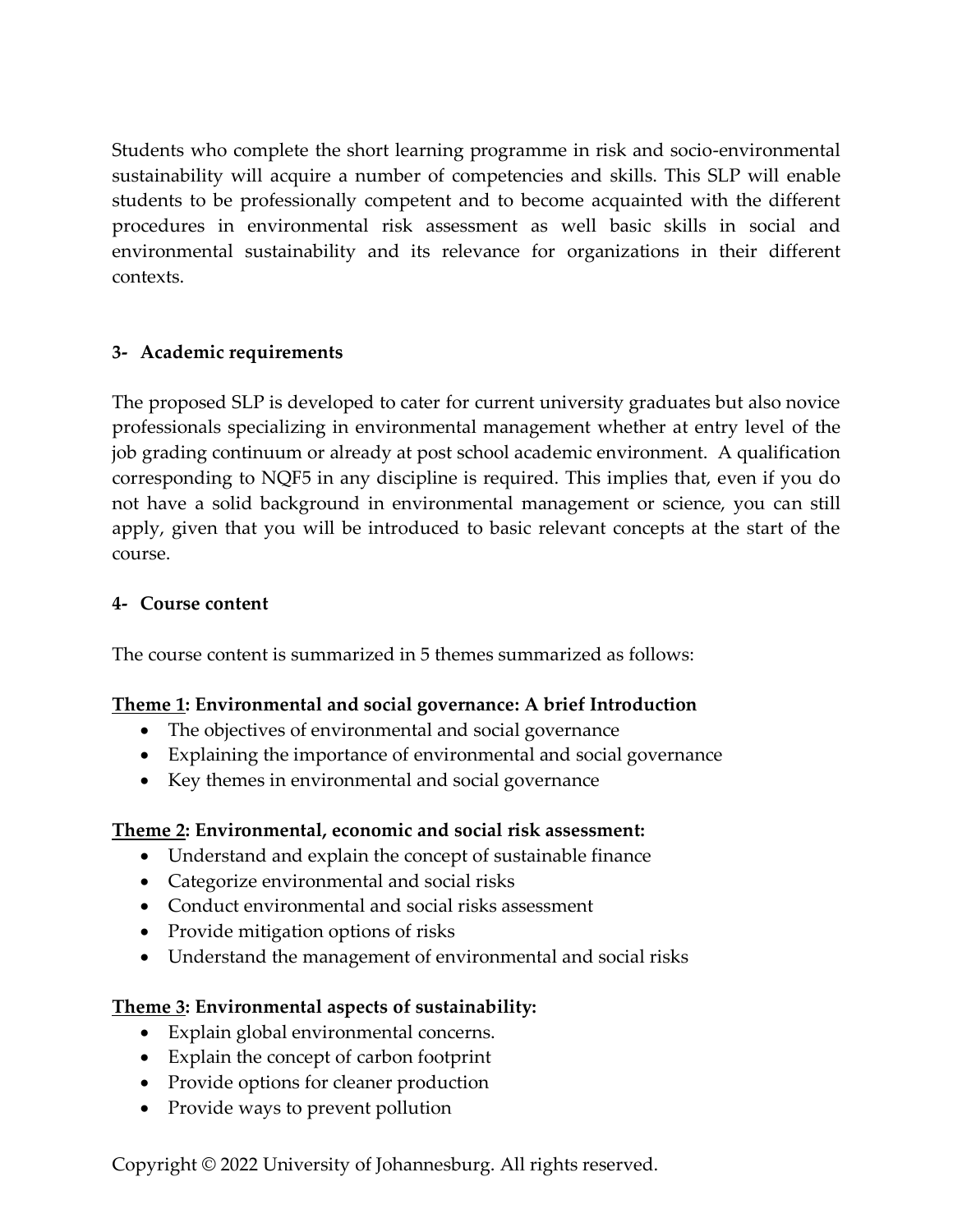Students who complete the short learning programme in risk and socio-environmental sustainability will acquire a number of competencies and skills. This SLP will enable students to be professionally competent and to become acquainted with the different procedures in environmental risk assessment as well basic skills in social and environmental sustainability and its relevance for organizations in their different contexts.

### 3- Academic requirements

The proposed SLP is developed to cater for current university graduates but also novice professionals specializing in environmental management whether at entry level of the job grading continuum or already at post school academic environment. A qualification corresponding to NQF5 in any discipline is required. This implies that, even if you do not have a solid background in environmental management or science, you can still apply, given that you will be introduced to basic relevant concepts at the start of the course.

### 4- Course content

The course content is summarized in 5 themes summarized as follows:

**Theme 1: Environmental and social governance: A brief Introduction**

- The objectives of environmental and social governance
- Explaining the importance of environmental and social governance
- Key themes in environmental and social governance

**Theme 2: Environmental, economic and social risk assessment:**

- Understand and explain the concept of sustainable finance
- Categorize environmental and social risks
- Conduct environmental and social risks assessment
- Provide mitigation options of risks
- Understand the management of environmental and social risks

**Theme 3: Environmental aspects of sustainability:**

- Explain global environmental concerns.
- Explain the concept of carbon footprint
- Provide options for cleaner production
- Provide ways to prevent pollution

Copyright © 2022 University of Johannesburg. All rights reserved.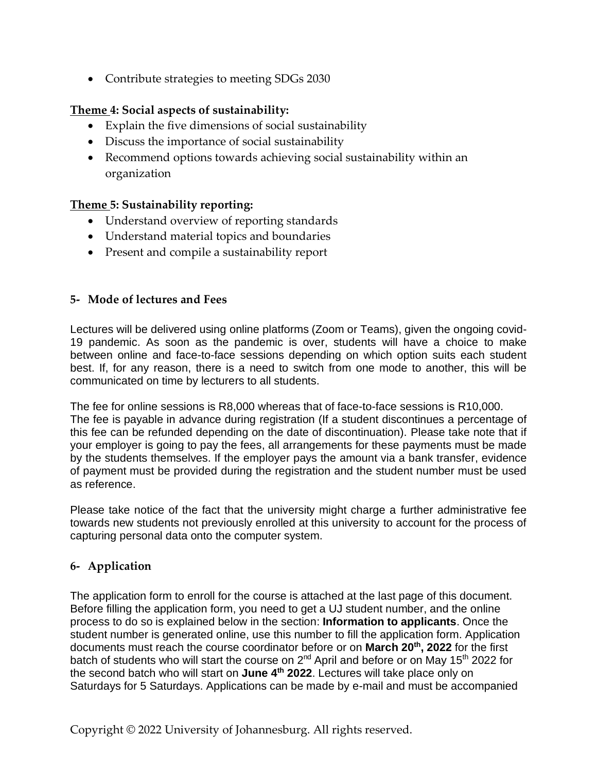- Contribute strategies to meeting SDGs 2030

**Theme 4: Social aspects of sustainability:**

- Explain the five dimensions of social sustainability
- Discuss the importance of social sustainability
- Recommend options towards achieving social sustainability within an organization

**Theme 5: Sustainability reporting:**

- Understand overview of reporting standards
- Understand material topics and boundaries
- Present and compile a sustainability report

## 5- Mode of lectures and Fees

Lectures will be delivered using online platforms (Zoom or Teams), given the ongoing covid-19 pandemic. As soon as the pandemic is over, students will have a choice to make between online and face-to-face sessions depending on which option suits each student best. If, for any reason, there is a need to switch from one mode to another, this will be communicated on time by lecturers to all students.

The fee for online sessions is R8,000 whereas that of face-to-face sessions is R10,000. The fee is payable in advance during registration (If a student discontinues a percentage of this fee can be refunded depending on the date of discontinuation). Please take note that if your employer is going to pay the fees, all arrangements for these payments must be made by the students themselves. If the employer pays the amount via a bank transfer, evidence of payment must be provided during the registration and the student number must be used as reference.

Please take notice of the fact that the university might charge a further administrative fee towards new students not previously enrolled at this university to account for the process of capturing personal data onto the computer system.

## 6- Application

The application form to enroll for the course is attached at the last page of this document. Before filling the application form, you need to get a UJ student number, and the online process to do so is explained below in the section: **Information to applicants**. Once the student number is generated online, use this number to fill the application form. Application documents must reach the course coordinator before or on **March 20th, 2022** for the first batch of students who will start the course on 2nd April and before or on May 15th 2022 for the second batch who will start on **June 4th 2022**. Lectures will take place only on Saturdays for 5 Saturdays. Applications can be made by e-mail and must be accompanied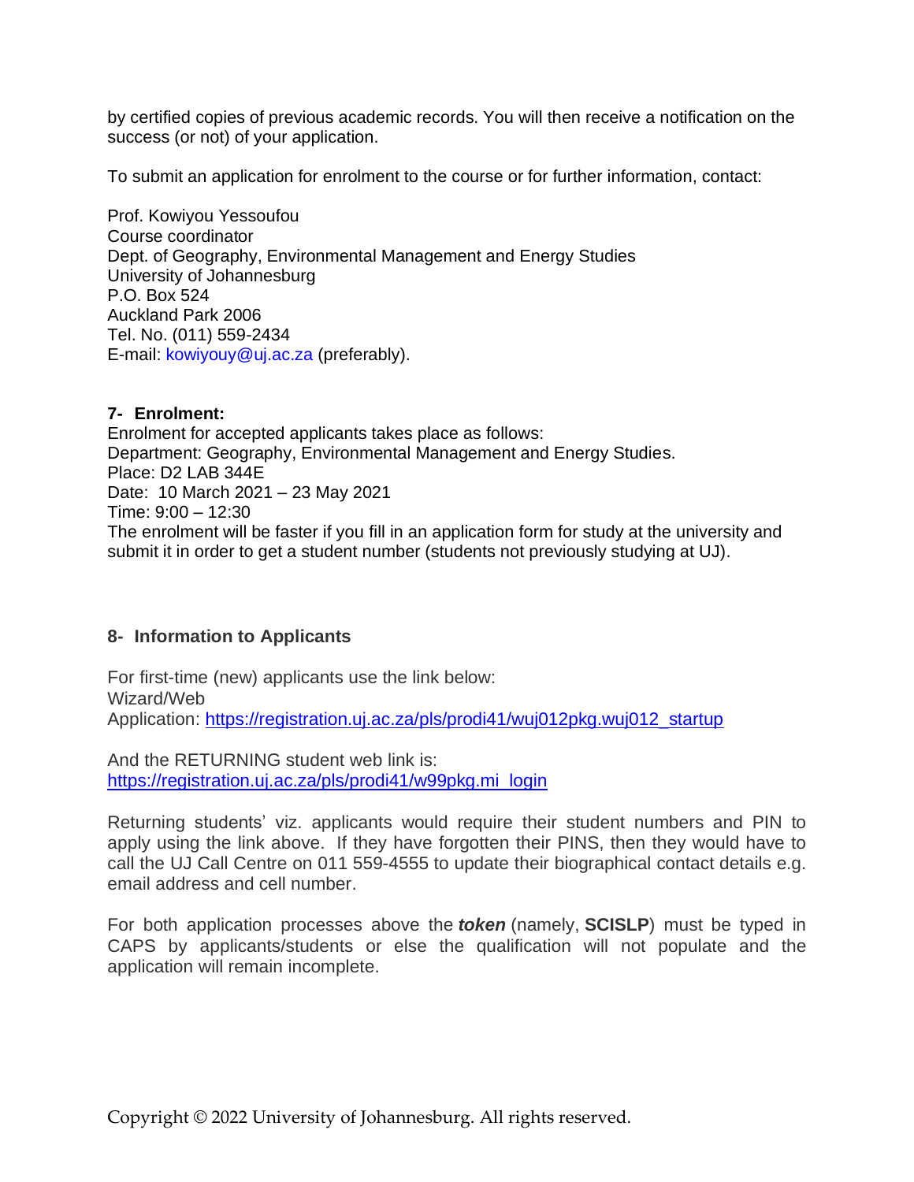by certified copies of previous academic records. You will then receive a notification on the success (or not) of your application.

To submit an application for enrolment to the course or for further information, contact:

Prof. Kowiyou Yessoufou  
Course coordinator  
Dept. of Geography, Environmental Management and Energy Studies  
University of Johannesburg  
P.O. Box 524  
Auckland Park 2006  
Tel. No. (011) 559-2434  
E-mail: kowiyouy@uj.ac.za (preferably).

## 7- Enrolment:

Enrolment for accepted applicants takes place as follows:  
Department: Geography, Environmental Management and Energy Studies.  
Place: D2 LAB 344E  
Date: 10 March 2021 – 23 May 2021  
Time: 9:00 – 12:30  
The enrolment will be faster if you fill in an application form for study at the university and submit it in order to get a student number (students not previously studying at UJ).

## 8- Information to Applicants

For first-time (new) applicants use the link below:  
Wizard/Web  
Application: https://registration.uj.ac.za/pls/prodi41/wuj012pkg.wuj012_startup

And the RETURNING student web link is:  
https://registration.uj.ac.za/pls/prodi41/w99pkg.mi_login

Returning students' viz. applicants would require their student numbers and PIN to apply using the link above. If they have forgotten their PINS, then they would have to call the UJ Call Centre on 011 559-4555 to update their biographical contact details e.g. email address and cell number.

For both application processes above the ***token*** (namely, **SCISLP**) must be typed in CAPS by applicants/students or else the qualification will not populate and the application will remain incomplete.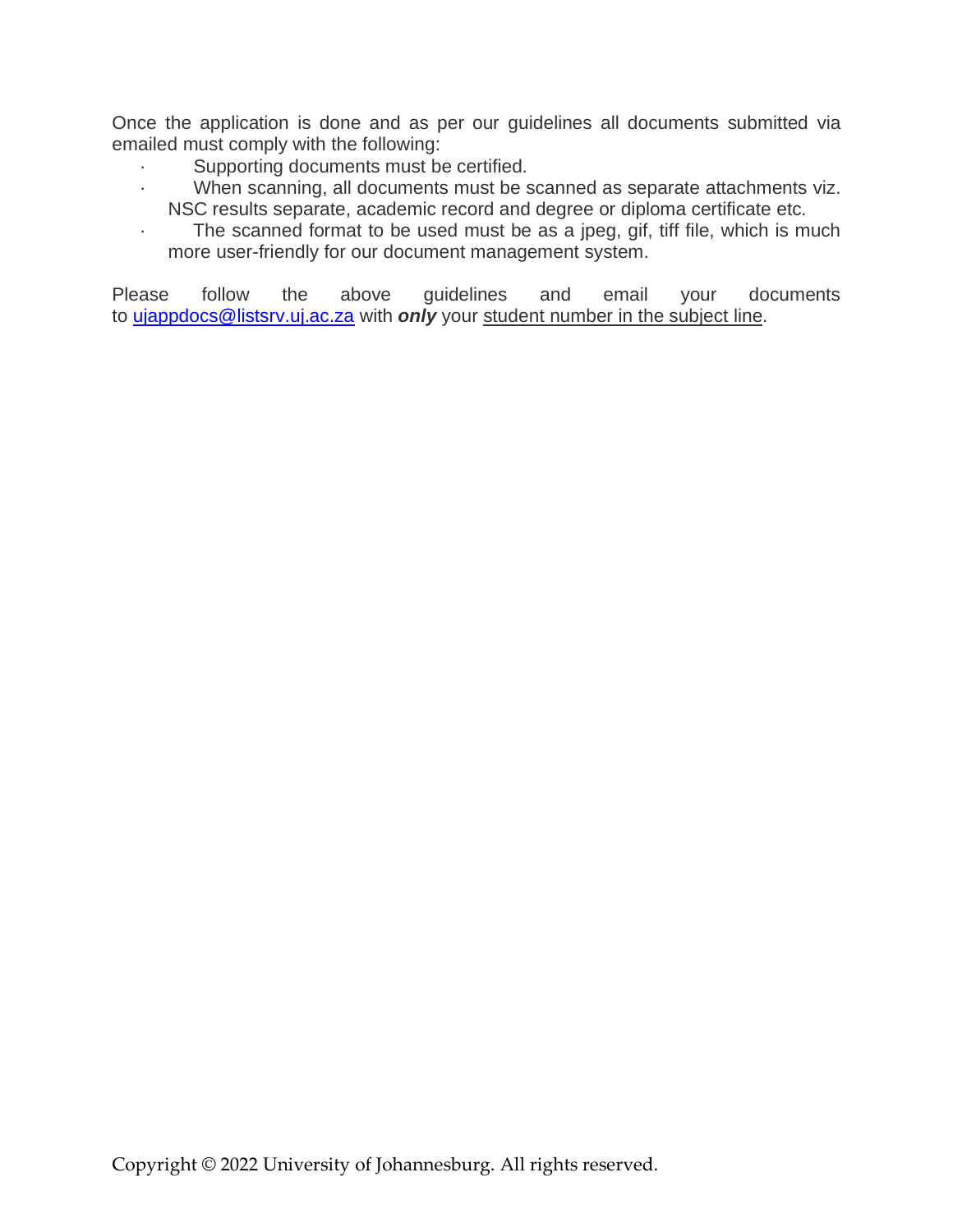Once the application is done and as per our guidelines all documents submitted via emailed must comply with the following:

- Supporting documents must be certified.
- When scanning, all documents must be scanned as separate attachments viz. NSC results separate, academic record and degree or diploma certificate etc.
- The scanned format to be used must be as a jpeg, gif, tiff file, which is much more user-friendly for our document management system.

Please follow the above guidelines and email your documents to ujappdocs@listsrv.uj.ac.za with ***only*** your <u>student number in the subject line</u>.

Copyright © 2022 University of Johannesburg. All rights reserved.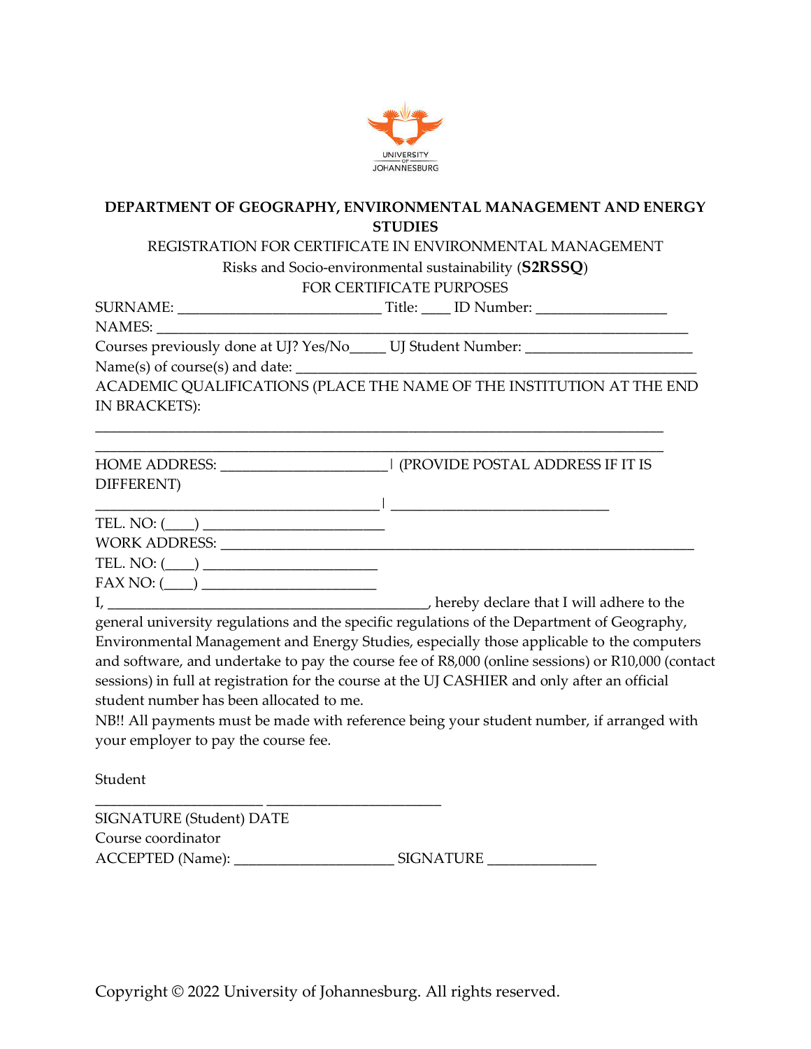UNIVERSITY OF JOHANNESBURG

**DEPARTMENT OF GEOGRAPHY, ENVIRONMENTAL MANAGEMENT AND ENERGY STUDIES**

REGISTRATION FOR CERTIFICATE IN ENVIRONMENTAL MANAGEMENT

Risks and Socio-environmental sustainability (**S2RSSQ**)

FOR CERTIFICATE PURPOSES

SURNAME: ___________________________ Title: ____ ID Number: _________________

NAMES: ______________________________________________________________________

Courses previously done at UJ? Yes/No_____ UJ Student Number: ______________________

Name(s) of course(s) and date: _____________________________________________________

ACADEMIC QUALIFICATIONS (PLACE THE NAME OF THE INSTITUTION AT THE END IN BRACKETS):

___________________________________________________________________________

___________________________________________________________________________

HOME ADDRESS: ______________________ | (PROVIDE POSTAL ADDRESS IF IT IS DIFFERENT)

______________________________________ | _____________________________

TEL. NO: (____) ________________________

WORK ADDRESS: _______________________________________________________________

TEL. NO: (____) _______________________

FAX NO: (____) _______________________

I, __________________________________________, hereby declare that I will adhere to the general university regulations and the specific regulations of the Department of Geography, Environmental Management and Energy Studies, especially those applicable to the computers and software, and undertake to pay the course fee of R8,000 (online sessions) or R10,000 (contact sessions) in full at registration for the course at the UJ CASHIER and only after an official student number has been allocated to me.

NB!! All payments must be made with reference being your student number, if arranged with your employer to pay the course fee.

Student

______________________ _______________________

SIGNATURE (Student) DATE

Course coordinator

ACCEPTED (Name): _____________________ SIGNATURE ______________

Copyright © 2022 University of Johannesburg. All rights reserved.